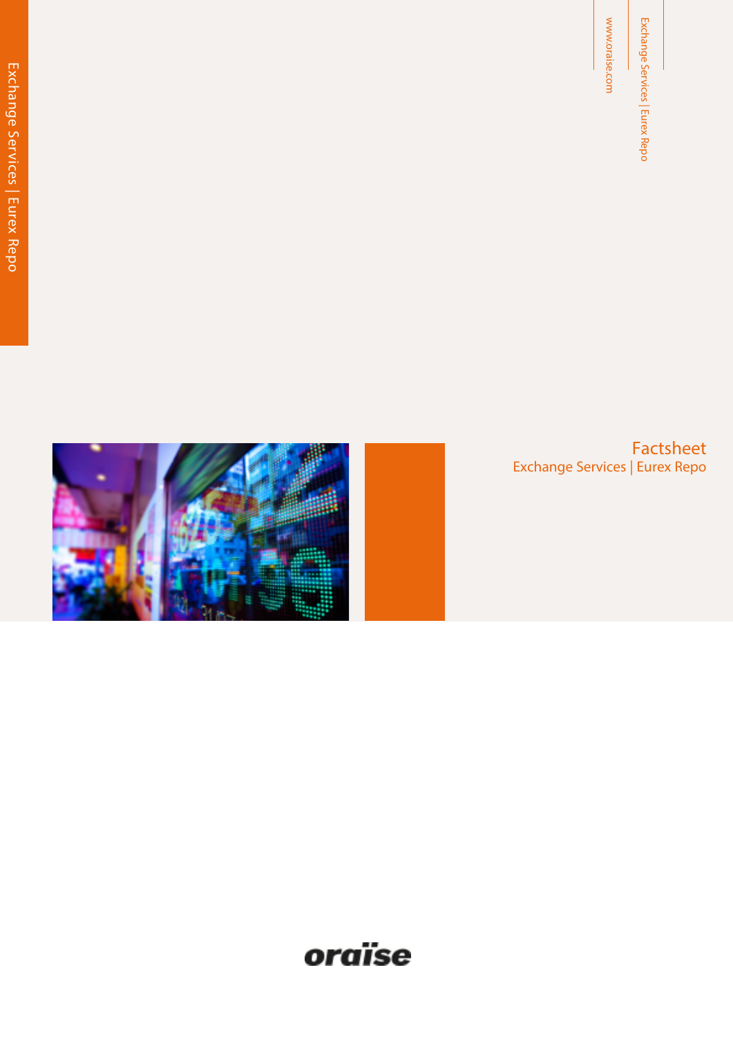# Factsheet

## Exchange Services | Eurex Repo

www.oraise.com

oraise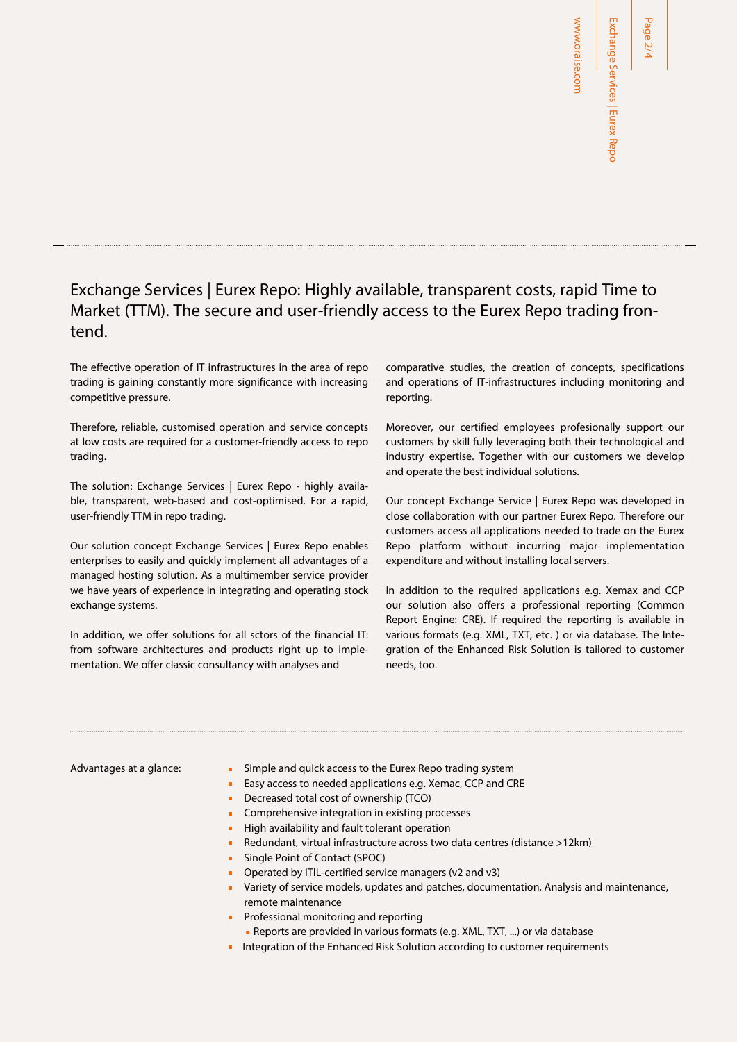# Exchange Services | Eurex Repo: Highly available, transparent costs, rapid Time to Market (TTM). The secure and user-friendly access to the Eurex Repo trading frontend.

The effective operation of IT infrastructures in the area of repo trading is gaining constantly more significance with increasing competitive pressure.

Therefore, reliable, customised operation and service concepts at low costs are required for a customer-friendly access to repo trading.

The solution: Exchange Services | Eurex Repo - highly available, transparent, web-based and cost-optimised. For a rapid, user-friendly TTM in repo trading.

Our solution concept Exchange Services | Eurex Repo enables enterprises to easily and quickly implement all advantages of a managed hosting solution. As a multimember service provider we have years of experience in integrating and operating stock exchange systems.

In addition, we offer solutions for all sctors of the financial IT: from software architectures and products right up to implementation. We offer classic consultancy with analyses and comparative studies, the creation of concepts, specifications and operations of IT-infrastructures including monitoring and reporting.

Moreover, our certified employees profesionally support our customers by skill fully leveraging both their technological and industry expertise. Together with our customers we develop and operate the best individual solutions.

Our concept Exchange Service | Eurex Repo was developed in close collaboration with our partner Eurex Repo. Therefore our customers access all applications needed to trade on the Eurex Repo platform without incurring major implementation expenditure and without installing local servers.

In addition to the required applications e.g. Xemax and CCP our solution also offers a professional reporting (Common Report Engine: CRE). If required the reporting is available in various formats (e.g. XML, TXT, etc. ) or via database. The Integration of the Enhanced Risk Solution is tailored to customer needs, too.

Advantages at a glance:

- Simple and quick access to the Eurex Repo trading system
- Easy access to needed applications e.g. Xemac, CCP and CRE
- Decreased total cost of ownership (TCO)
- Comprehensive integration in existing processes
- High availability and fault tolerant operation
- Redundant, virtual infrastructure across two data centres (distance >12km)
- Single Point of Contact (SPOC)
- Operated by ITIL-certified service managers (v2 and v3)
- Variety of service models, updates and patches, documentation, Analysis and maintenance, remote maintenance
- Professional monitoring and reporting
  - Reports are provided in various formats (e.g. XML, TXT, ...) or via database
- Integration of the Enhanced Risk Solution according to customer requirements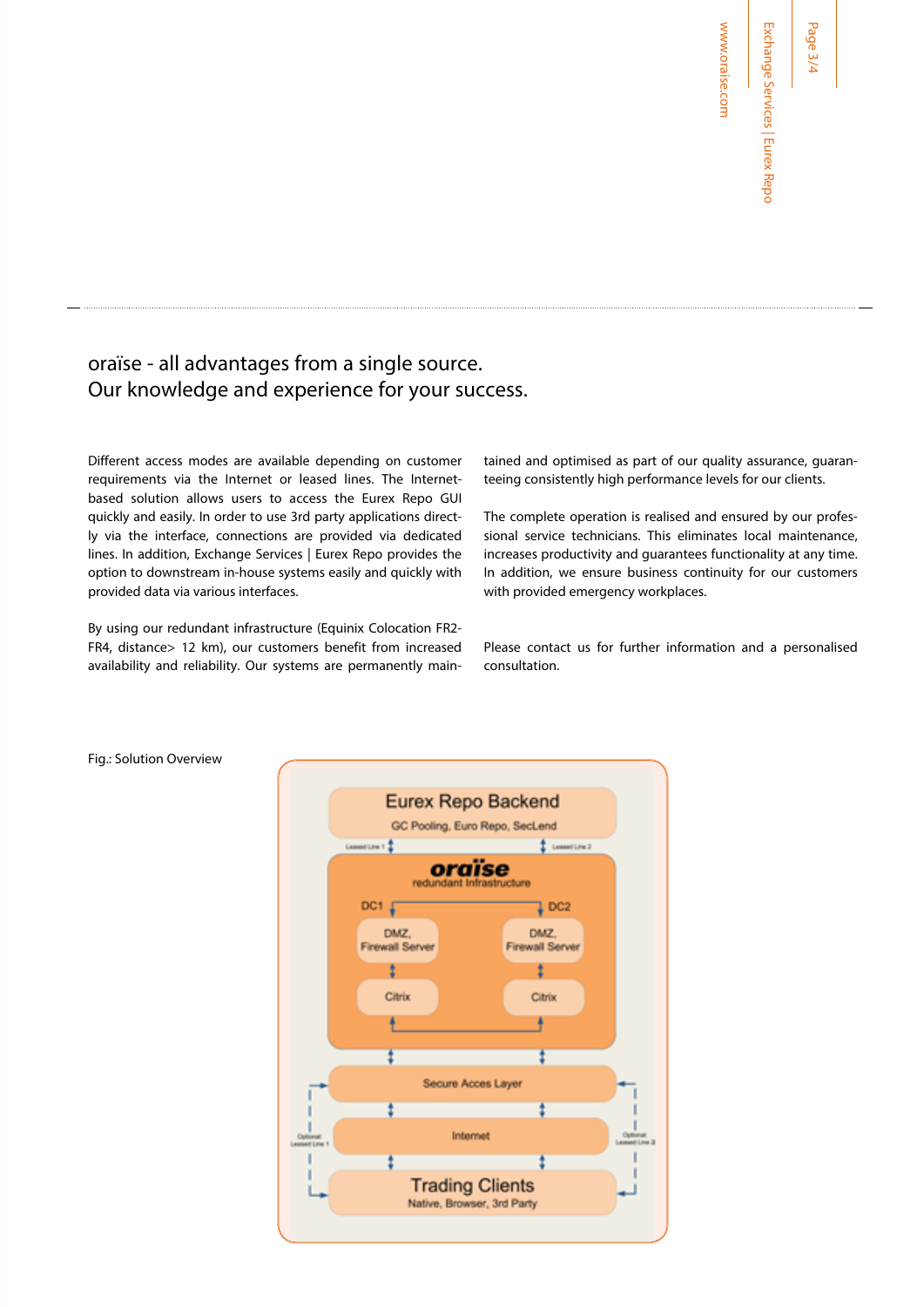## oraïse - all advantages from a single source.
## Our knowledge and experience for your success.

Different access modes are available depending on customer requirements via the Internet or leased lines. The Internet-based solution allows users to access the Eurex Repo GUI quickly and easily. In order to use 3rd party applications directly via the interface, connections are provided via dedicated lines. In addition, Exchange Services | Eurex Repo provides the option to downstream in-house systems easily and quickly with provided data via various interfaces.

By using our redundant infrastructure (Equinix Colocation FR2-FR4, distance> 12 km), our customers benefit from increased availability and reliability. Our systems are permanently maintained and optimised as part of our quality assurance, guaranteeing consistently high performance levels for our clients.

The complete operation is realised and ensured by our professional service technicians. This eliminates local maintenance, increases productivity and guarantees functionality at any time. In addition, we ensure business continuity for our customers with provided emergency workplaces.

Please contact us for further information and a personalised consultation.

Fig.: Solution Overview

Eurex Repo Backend
GC Pooling, Euro Repo, SecLend
Leased Line 1
Leased Line 2
oraïse
redundant Infrastructure
DC1
DC2
DMZ, Firewall Server
DMZ, Firewall Server
Citrix
Citrix
Secure Acces Layer
Internet
Optional Leased Line 1
Optional Leased Line 2
Trading Clients
Native, Browser, 3rd Party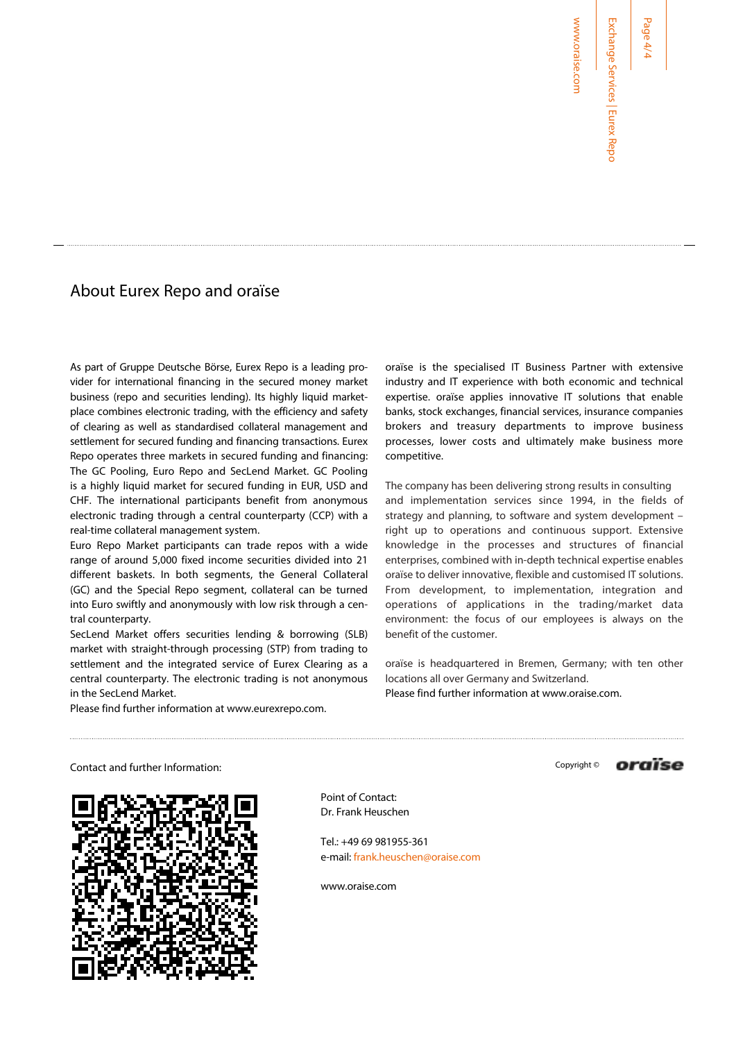## About Eurex Repo and oraïse

As part of Gruppe Deutsche Börse, Eurex Repo is a leading provider for international financing in the secured money market business (repo and securities lending). Its highly liquid marketplace combines electronic trading, with the efficiency and safety of clearing as well as standardised collateral management and settlement for secured funding and financing transactions. Eurex Repo operates three markets in secured funding and financing: The GC Pooling, Euro Repo and SecLend Market. GC Pooling is a highly liquid market for secured funding in EUR, USD and CHF. The international participants benefit from anonymous electronic trading through a central counterparty (CCP) with a real-time collateral management system.

Euro Repo Market participants can trade repos with a wide range of around 5,000 fixed income securities divided into 21 different baskets. In both segments, the General Collateral (GC) and the Special Repo segment, collateral can be turned into Euro swiftly and anonymously with low risk through a central counterparty.

SecLend Market offers securities lending & borrowing (SLB) market with straight-through processing (STP) from trading to settlement and the integrated service of Eurex Clearing as a central counterparty. The electronic trading is not anonymous in the SecLend Market.

Please find further information at www.eurexrepo.com.

oraïse is the specialised IT Business Partner with extensive industry and IT experience with both economic and technical expertise. oraïse applies innovative IT solutions that enable banks, stock exchanges, financial services, insurance companies brokers and treasury departments to improve business processes, lower costs and ultimately make business more competitive.

The company has been delivering strong results in consulting and implementation services since 1994, in the fields of strategy and planning, to software and system development – right up to operations and continuous support. Extensive knowledge in the processes and structures of financial enterprises, combined with in-depth technical expertise enables oraïse to deliver innovative, flexible and customised IT solutions. From development, to implementation, integration and operations of applications in the trading/market data environment: the focus of our employees is always on the benefit of the customer.

oraïse is headquartered in Bremen, Germany; with ten other locations all over Germany and Switzerland.

Please find further information at www.oraise.com.

Contact and further Information:

Copyright © oraïse

Point of Contact:
Dr. Frank Heuschen

Tel.: +49 69 981955-361
e-mail: frank.heuschen@oraise.com

www.oraise.com